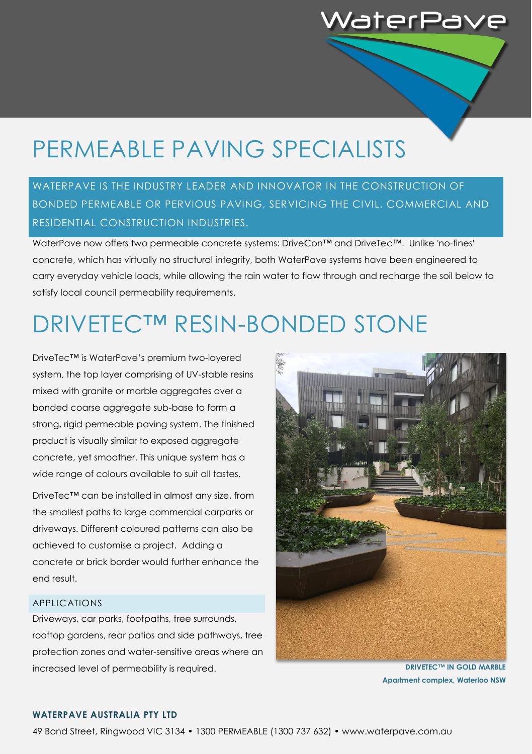WaterPave

# PERMEABLE PAVING SPECIALISTS

WATERPAVE IS THE INDUSTRY LEADER AND INNOVATOR IN THE CONSTRUCTION OF BONDED PERMEABLE OR PERVIOUS PAVING, SERVICING THE CIVIL, COMMERCIAL AND RESIDENTIAL CONSTRUCTION INDUSTRIES.

WaterPave now offers two permeable concrete systems: DriveCon™ and DriveTec™. Unlike 'no-fines' concrete, which has virtually no structural integrity, both WaterPave systems have been engineered to carry everyday vehicle loads, while allowing the rain water to flow through and recharge the soil below to satisfy local council permeability requirements.

# DRIVETEC™ RESIN-BONDED STONE

DriveTec™ is WaterPave's premium two-layered system, the top layer comprising of UV-stable resins mixed with granite or marble aggregates over a bonded coarse aggregate sub-base to form a strong, rigid permeable paving system. The finished product is visually similar to exposed aggregate concrete, yet smoother. This unique system has a wide range of colours available to suit all tastes.

DriveTec™ can be installed in almost any size, from the smallest paths to large commercial carparks or driveways. Different coloured patterns can also be achieved to customise a project. Adding a concrete or brick border would further enhance the end result.

### APPLICATIONS

Driveways, car parks, footpaths, tree surrounds, rooftop gardens, rear patios and side pathways, tree protection zones and water-sensitive areas where an increased level of permeability is required.

**DRIVETEC™ IN GOLD MARBLE**
**Apartment complex, Waterloo NSW**

**WATERPAVE AUSTRALIA PTY LTD**

49 Bond Street, Ringwood VIC 3134 • 1300 PERMEABLE (1300 737 632) • www.waterpave.com.au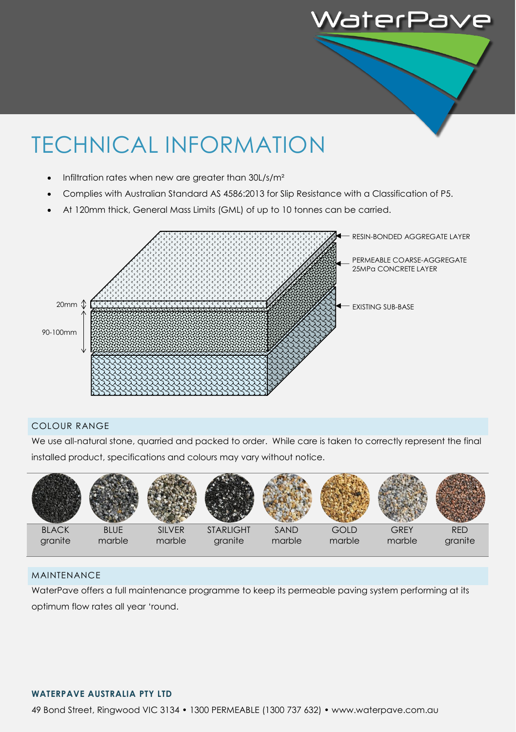# TECHNICAL INFORMATION

- Infiltration rates when new are greater than 30L/s/m²
- Complies with Australian Standard AS 4586:2013 for Slip Resistance with a Classification of P5.
- At 120mm thick, General Mass Limits (GML) of up to 10 tonnes can be carried.

RESIN-BONDED AGGREGATE LAYER

PERMEABLE COARSE-AGGREGATE 25MPa CONCRETE LAYER

EXISTING SUB-BASE

20mm

90-100mm

## COLOUR RANGE

We use all-natural stone, quarried and packed to order. While care is taken to correctly represent the final installed product, specifications and colours may vary without notice.

| | | | | | | | |
|---|---|---|---|---|---|---|---|
| BLACK granite | BLUE marble | SILVER marble | STARLIGHT granite | SAND marble | GOLD marble | GREY marble | RED granite |

## MAINTENANCE

WaterPave offers a full maintenance programme to keep its permeable paving system performing at its optimum flow rates all year 'round.

**WATERPAVE AUSTRALIA PTY LTD**

49 Bond Street, Ringwood VIC 3134 • 1300 PERMEABLE (1300 737 632) • www.waterpave.com.au